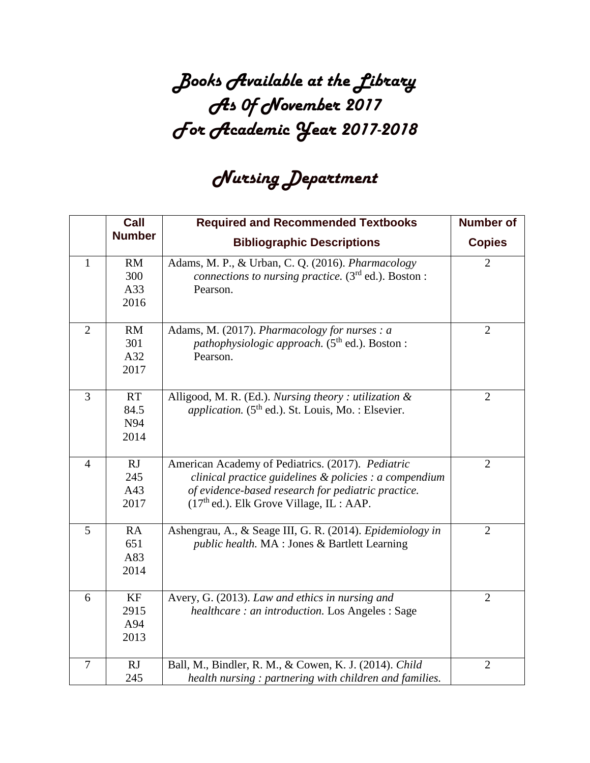# Books Available at the Library
# As Of November 2017
# For Academic Year 2017-2018

## Nursing Department

| | Call Number | Required and Recommended Textbooks Bibliographic Descriptions | Number of Copies |
|---|---|---|---|
| 1 | RM 300 A33 2016 | Adams, M. P., & Urban, C. Q. (2016). *Pharmacology connections to nursing practice.* (3rd ed.). Boston : Pearson. | 2 |
| 2 | RM 301 A32 2017 | Adams, M. (2017). *Pharmacology for nurses : a pathophysiologic approach.* (5th ed.). Boston : Pearson. | 2 |
| 3 | RT 84.5 N94 2014 | Alligood, M. R. (Ed.). *Nursing theory : utilization & application.* (5th ed.). St. Louis, Mo. : Elsevier. | 2 |
| 4 | RJ 245 A43 2017 | American Academy of Pediatrics. (2017). *Pediatric clinical practice guidelines & policies : a compendium of evidence-based research for pediatric practice.* (17th ed.). Elk Grove Village, IL : AAP. | 2 |
| 5 | RA 651 A83 2014 | Ashengrau, A., & Seage III, G. R. (2014). *Epidemiology in public health.* MA : Jones & Bartlett Learning | 2 |
| 6 | KF 2915 A94 2013 | Avery, G. (2013). *Law and ethics in nursing and healthcare : an introduction.* Los Angeles : Sage | 2 |
| 7 | RJ 245 | Ball, M., Bindler, R. M., & Cowen, K. J. (2014). *Child health nursing : partnering with children and families.* | 2 |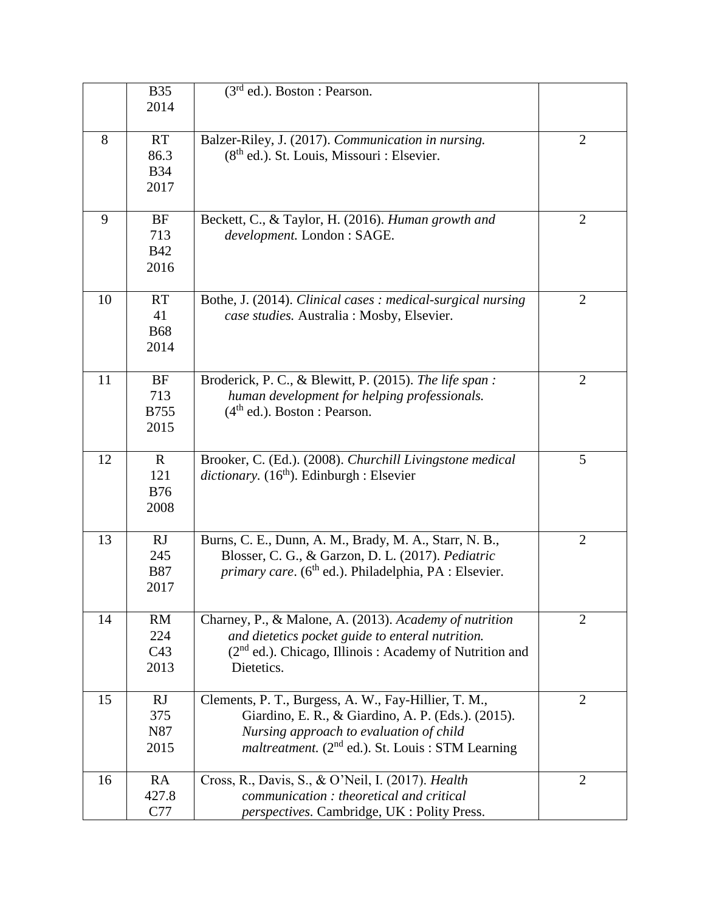| | | | |
|---|---|---|---|
| | B35 2014 | (3$^{rd}$ ed.). Boston : Pearson. | |
| 8 | RT 86.3 B34 2017 | Balzer-Riley, J. (2017). *Communication in nursing.* (8$^{th}$ ed.). St. Louis, Missouri : Elsevier. | 2 |
| 9 | BF 713 B42 2016 | Beckett, C., & Taylor, H. (2016). *Human growth and development.* London : SAGE. | 2 |
| 10 | RT 41 B68 2014 | Bothe, J. (2014). *Clinical cases : medical-surgical nursing case studies.* Australia : Mosby, Elsevier. | 2 |
| 11 | BF 713 B755 2015 | Broderick, P. C., & Blewitt, P. (2015). *The life span : human development for helping professionals.* (4$^{th}$ ed.). Boston : Pearson. | 2 |
| 12 | R 121 B76 2008 | Brooker, C. (Ed.). (2008). *Churchill Livingstone medical dictionary.* (16$^{th}$). Edinburgh : Elsevier | 5 |
| 13 | RJ 245 B87 2017 | Burns, C. E., Dunn, A. M., Brady, M. A., Starr, N. B., Blosser, C. G., & Garzon, D. L. (2017). *Pediatric primary care*. (6$^{th}$ ed.). Philadelphia, PA : Elsevier. | 2 |
| 14 | RM 224 C43 2013 | Charney, P., & Malone, A. (2013). *Academy of nutrition and dietetics pocket guide to enteral nutrition.* (2$^{nd}$ ed.). Chicago, Illinois : Academy of Nutrition and Dietetics. | 2 |
| 15 | RJ 375 N87 2015 | Clements, P. T., Burgess, A. W., Fay-Hillier, T. M., Giardino, E. R., & Giardino, A. P. (Eds.). (2015). *Nursing approach to evaluation of child maltreatment.* (2$^{nd}$ ed.). St. Louis : STM Learning | 2 |
| 16 | RA 427.8 C77 | Cross, R., Davis, S., & O'Neil, I. (2017). *Health communication : theoretical and critical perspectives.* Cambridge, UK : Polity Press. | 2 |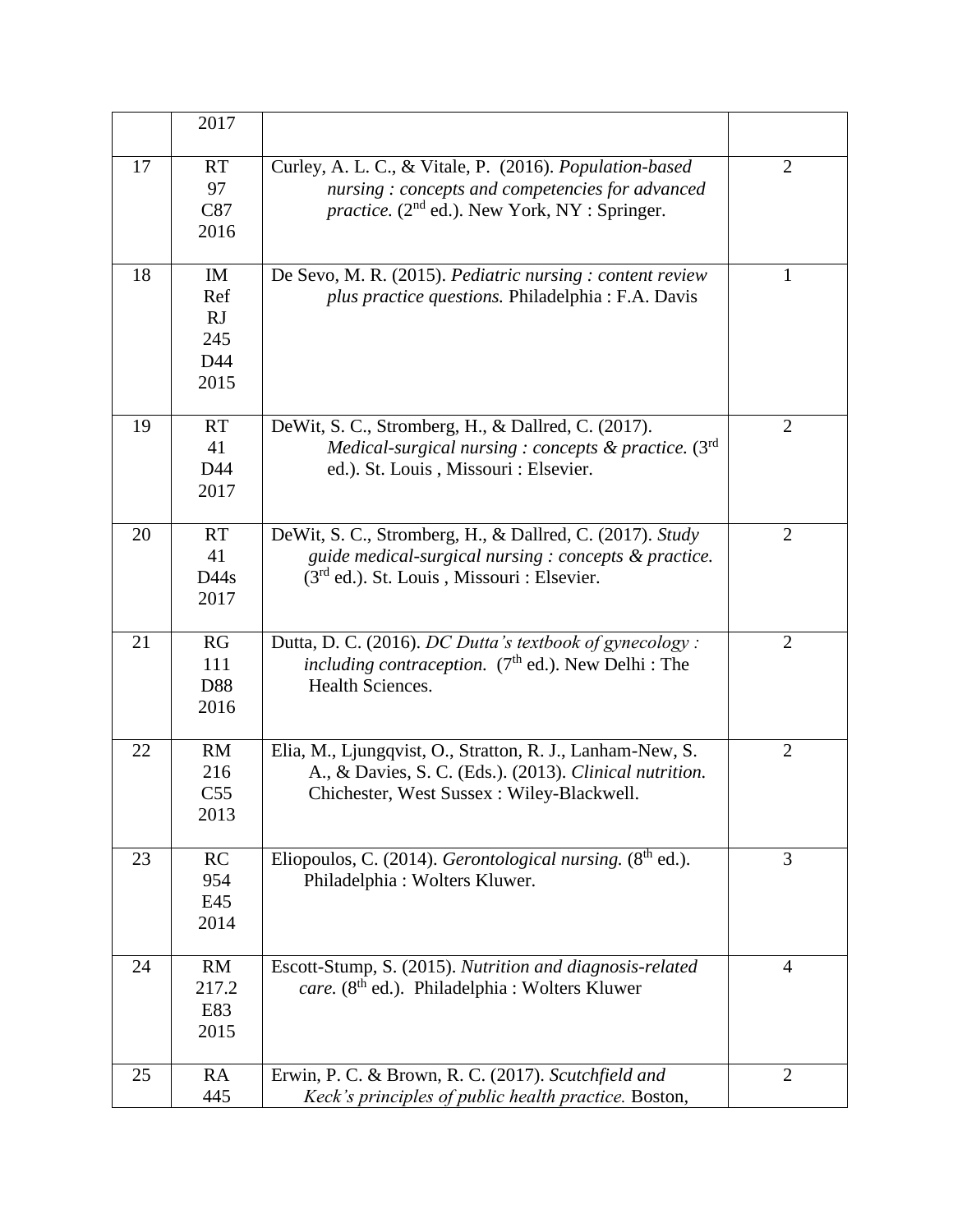| | | | |
|---|---|---|---|
| | 2017 | | |
| 17 | RT 97 C87 2016 | Curley, A. L. C., & Vitale, P. (2016). *Population-based nursing : concepts and competencies for advanced practice.* (2nd ed.). New York, NY : Springer. | 2 |
| 18 | IM Ref RJ 245 D44 2015 | De Sevo, M. R. (2015). *Pediatric nursing : content review plus practice questions.* Philadelphia : F.A. Davis | 1 |
| 19 | RT 41 D44 2017 | DeWit, S. C., Stromberg, H., & Dallred, C. (2017). *Medical-surgical nursing : concepts & practice.* (3rd ed.). St. Louis , Missouri : Elsevier. | 2 |
| 20 | RT 41 D44s 2017 | DeWit, S. C., Stromberg, H., & Dallred, C. (2017). *Study guide medical-surgical nursing : concepts & practice.* (3rd ed.). St. Louis , Missouri : Elsevier. | 2 |
| 21 | RG 111 D88 2016 | Dutta, D. C. (2016). *DC Dutta's textbook of gynecology : including contraception.* (7th ed.). New Delhi : The Health Sciences. | 2 |
| 22 | RM 216 C55 2013 | Elia, M., Ljungqvist, O., Stratton, R. J., Lanham-New, S. A., & Davies, S. C. (Eds.). (2013). *Clinical nutrition.* Chichester, West Sussex : Wiley-Blackwell. | 2 |
| 23 | RC 954 E45 2014 | Eliopoulos, C. (2014). *Gerontological nursing.* (8th ed.). Philadelphia : Wolters Kluwer. | 3 |
| 24 | RM 217.2 E83 2015 | Escott-Stump, S. (2015). *Nutrition and diagnosis-related care.* (8th ed.). Philadelphia : Wolters Kluwer | 4 |
| 25 | RA 445 | Erwin, P. C. & Brown, R. C. (2017). *Scutchfield and Keck's principles of public health practice.* Boston, | 2 |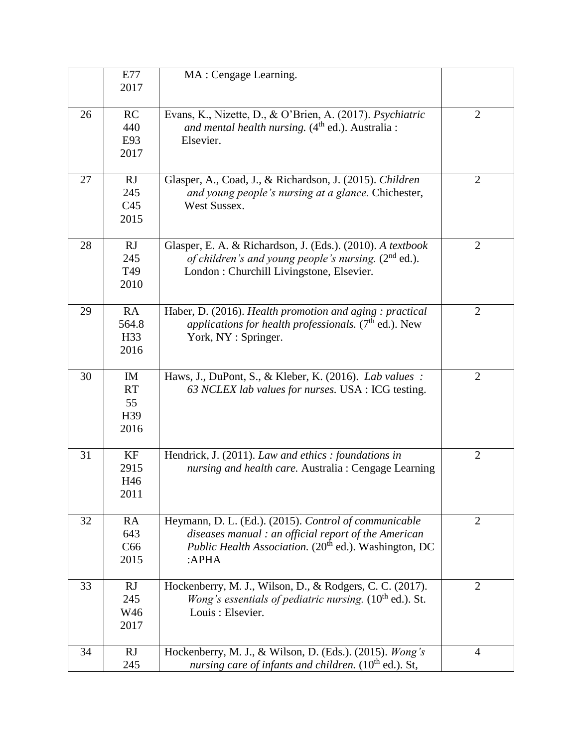| | | | |
|---|---|---|---|
| | E77 2017 | MA : Cengage Learning. | |
| 26 | RC 440 E93 2017 | Evans, K., Nizette, D., & O'Brien, A. (2017). *Psychiatric and mental health nursing.* (4th ed.). Australia : Elsevier. | 2 |
| 27 | RJ 245 C45 2015 | Glasper, A., Coad, J., & Richardson, J. (2015). *Children and young people's nursing at a glance.* Chichester, West Sussex. | 2 |
| 28 | RJ 245 T49 2010 | Glasper, E. A. & Richardson, J. (Eds.). (2010). *A textbook of children's and young people's nursing.* (2nd ed.). London : Churchill Livingstone, Elsevier. | 2 |
| 29 | RA 564.8 H33 2016 | Haber, D. (2016). *Health promotion and aging : practical applications for health professionals.* (7th ed.). New York, NY : Springer. | 2 |
| 30 | IM RT 55 H39 2016 | Haws, J., DuPont, S., & Kleber, K. (2016). *Lab values : 63 NCLEX lab values for nurses.* USA : ICG testing. | 2 |
| 31 | KF 2915 H46 2011 | Hendrick, J. (2011). *Law and ethics : foundations in nursing and health care.* Australia : Cengage Learning | 2 |
| 32 | RA 643 C66 2015 | Heymann, D. L. (Ed.). (2015). *Control of communicable diseases manual : an official report of the American Public Health Association.* (20th ed.). Washington, DC :APHA | 2 |
| 33 | RJ 245 W46 2017 | Hockenberry, M. J., Wilson, D., & Rodgers, C. C. (2017). *Wong's essentials of pediatric nursing.* (10th ed.). St. Louis : Elsevier. | 2 |
| 34 | RJ 245 | Hockenberry, M. J., & Wilson, D. (Eds.). (2015). *Wong's nursing care of infants and children.* (10th ed.). St, | 4 |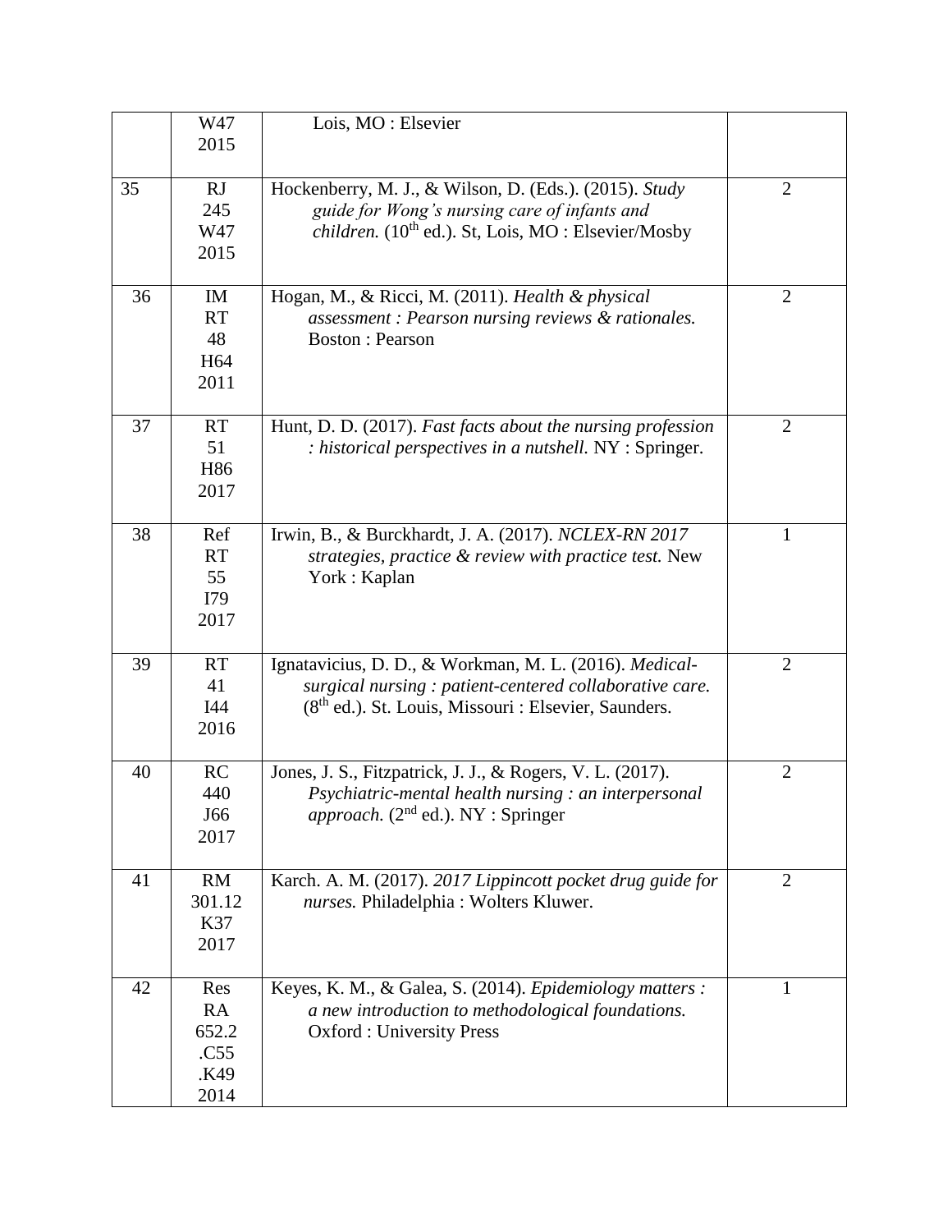|  |  |  |  |
|---|---|---|---|
|  | W47 2015 | Lois, MO : Elsevier |  |
| 35 | RJ 245 W47 2015 | Hockenberry, M. J., & Wilson, D. (Eds.). (2015). *Study guide for Wong's nursing care of infants and children.* (10th ed.). St, Lois, MO : Elsevier/Mosby | 2 |
| 36 | IM RT 48 H64 2011 | Hogan, M., & Ricci, M. (2011). *Health & physical assessment : Pearson nursing reviews & rationales.* Boston : Pearson | 2 |
| 37 | RT 51 H86 2017 | Hunt, D. D. (2017). *Fast facts about the nursing profession : historical perspectives in a nutshell.* NY : Springer. | 2 |
| 38 | Ref RT 55 I79 2017 | Irwin, B., & Burckhardt, J. A. (2017). *NCLEX-RN 2017 strategies, practice & review with practice test.* New York : Kaplan | 1 |
| 39 | RT 41 I44 2016 | Ignatavicius, D. D., & Workman, M. L. (2016). *Medical-surgical nursing : patient-centered collaborative care.* (8th ed.). St. Louis, Missouri : Elsevier, Saunders. | 2 |
| 40 | RC 440 J66 2017 | Jones, J. S., Fitzpatrick, J. J., & Rogers, V. L. (2017). *Psychiatric-mental health nursing : an interpersonal approach.* (2nd ed.). NY : Springer | 2 |
| 41 | RM 301.12 K37 2017 | Karch. A. M. (2017). *2017 Lippincott pocket drug guide for nurses.* Philadelphia : Wolters Kluwer. | 2 |
| 42 | Res RA 652.2 .C55 .K49 2014 | Keyes, K. M., & Galea, S. (2014). *Epidemiology matters : a new introduction to methodological foundations.* Oxford : University Press | 1 |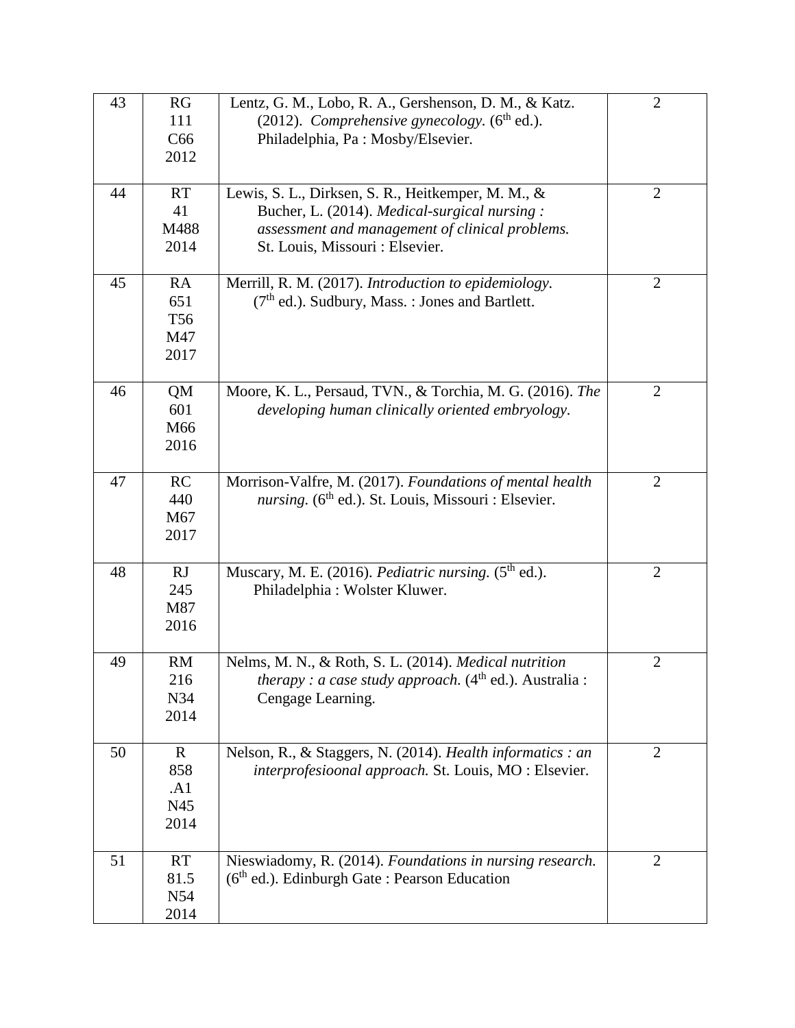| 43 | RG 111 C66 2012 | Lentz, G. M., Lobo, R. A., Gershenson, D. M., & Katz. (2012). *Comprehensive gynecology.* (6th ed.). Philadelphia, Pa : Mosby/Elsevier. | 2 |
|---|---|---|---|
| 44 | RT 41 M488 2014 | Lewis, S. L., Dirksen, S. R., Heitkemper, M. M., & Bucher, L. (2014). *Medical-surgical nursing : assessment and management of clinical problems.* St. Louis, Missouri : Elsevier. | 2 |
| 45 | RA 651 T56 M47 2017 | Merrill, R. M. (2017). *Introduction to epidemiology.* (7th ed.). Sudbury, Mass. : Jones and Bartlett. | 2 |
| 46 | QM 601 M66 2016 | Moore, K. L., Persaud, TVN., & Torchia, M. G. (2016). *The developing human clinically oriented embryology.* | 2 |
| 47 | RC 440 M67 2017 | Morrison-Valfre, M. (2017). *Foundations of mental health nursing.* (6th ed.). St. Louis, Missouri : Elsevier. | 2 |
| 48 | RJ 245 M87 2016 | Muscary, M. E. (2016). *Pediatric nursing.* (5th ed.). Philadelphia : Wolster Kluwer. | 2 |
| 49 | RM 216 N34 2014 | Nelms, M. N., & Roth, S. L. (2014). *Medical nutrition therapy : a case study approach.* (4th ed.). Australia : Cengage Learning. | 2 |
| 50 | R 858 .A1 N45 2014 | Nelson, R., & Staggers, N. (2014). *Health informatics : an interprofesioonal approach.* St. Louis, MO : Elsevier. | 2 |
| 51 | RT 81.5 N54 2014 | Nieswiadomy, R. (2014). *Foundations in nursing research.* (6th ed.). Edinburgh Gate : Pearson Education | 2 |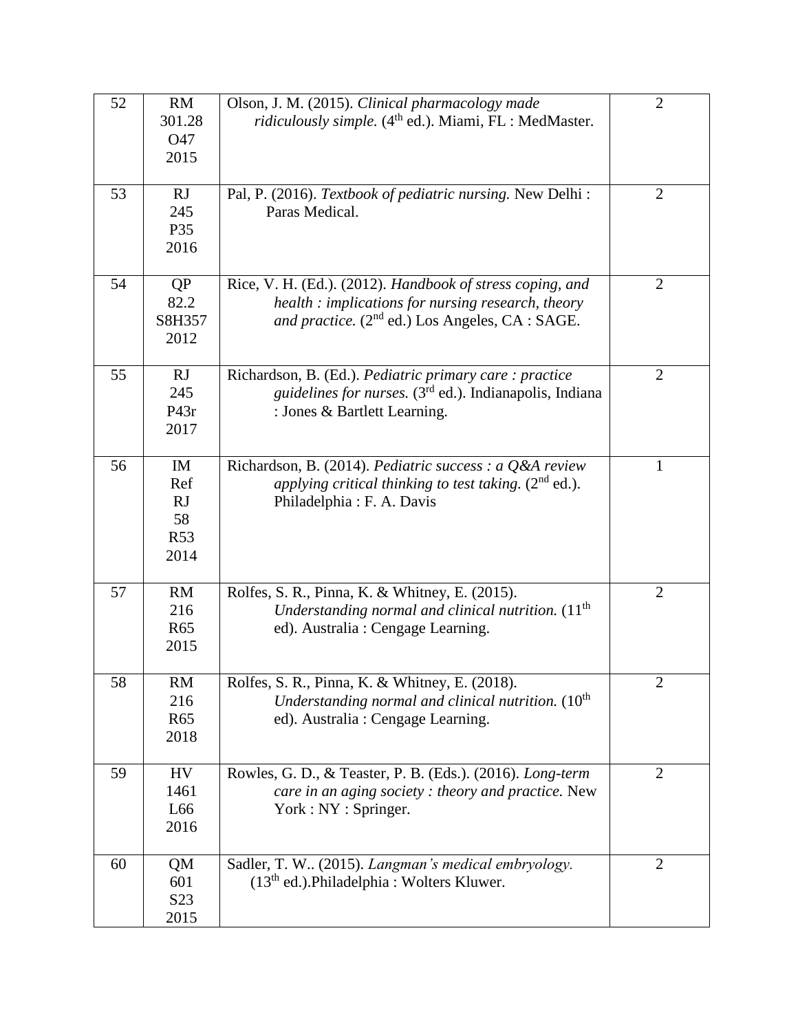| 52 | RM 301.28 O47 2015 | Olson, J. M. (2015). *Clinical pharmacology made ridiculously simple.* (4th ed.). Miami, FL : MedMaster. | 2 |
|---|---|---|---|
| 53 | RJ 245 P35 2016 | Pal, P. (2016). *Textbook of pediatric nursing.* New Delhi : Paras Medical. | 2 |
| 54 | QP 82.2 S8H357 2012 | Rice, V. H. (Ed.). (2012). *Handbook of stress coping, and health : implications for nursing research, theory and practice.* (2nd ed.) Los Angeles, CA : SAGE. | 2 |
| 55 | RJ 245 P43r 2017 | Richardson, B. (Ed.). *Pediatric primary care : practice guidelines for nurses.* (3rd ed.). Indianapolis, Indiana : Jones & Bartlett Learning. | 2 |
| 56 | IM Ref RJ 58 R53 2014 | Richardson, B. (2014). *Pediatric success : a Q&A review applying critical thinking to test taking.* (2nd ed.). Philadelphia : F. A. Davis | 1 |
| 57 | RM 216 R65 2015 | Rolfes, S. R., Pinna, K. & Whitney, E. (2015). *Understanding normal and clinical nutrition.* (11th ed). Australia : Cengage Learning. | 2 |
| 58 | RM 216 R65 2018 | Rolfes, S. R., Pinna, K. & Whitney, E. (2018). *Understanding normal and clinical nutrition.* (10th ed). Australia : Cengage Learning. | 2 |
| 59 | HV 1461 L66 2016 | Rowles, G. D., & Teaster, P. B. (Eds.). (2016). *Long-term care in an aging society : theory and practice.* New York : NY : Springer. | 2 |
| 60 | QM 601 S23 2015 | Sadler, T. W.. (2015). *Langman's medical embryology.* (13th ed.).Philadelphia : Wolters Kluwer. | 2 |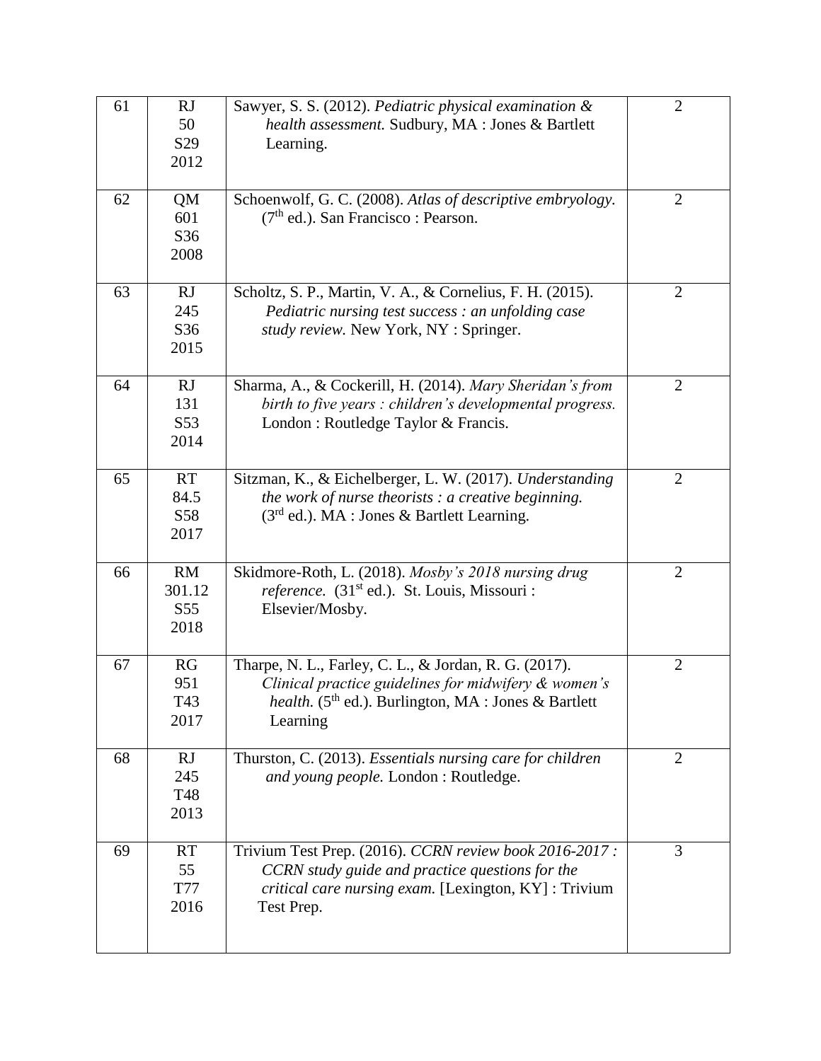| | | | |
|---|---|---|---|
| 61 | RJ 50 S29 2012 | Sawyer, S. S. (2012). *Pediatric physical examination & health assessment.* Sudbury, MA : Jones & Bartlett Learning. | 2 |
| 62 | QM 601 S36 2008 | Schoenwolf, G. C. (2008). *Atlas of descriptive embryology.* (7th ed.). San Francisco : Pearson. | 2 |
| 63 | RJ 245 S36 2015 | Scholtz, S. P., Martin, V. A., & Cornelius, F. H. (2015). *Pediatric nursing test success : an unfolding case study review.* New York, NY : Springer. | 2 |
| 64 | RJ 131 S53 2014 | Sharma, A., & Cockerill, H. (2014). *Mary Sheridan's from birth to five years : children's developmental progress.* London : Routledge Taylor & Francis. | 2 |
| 65 | RT 84.5 S58 2017 | Sitzman, K., & Eichelberger, L. W. (2017). *Understanding the work of nurse theorists : a creative beginning.* (3rd ed.). MA : Jones & Bartlett Learning. | 2 |
| 66 | RM 301.12 S55 2018 | Skidmore-Roth, L. (2018). *Mosby's 2018 nursing drug reference.* (31st ed.). St. Louis, Missouri : Elsevier/Mosby. | 2 |
| 67 | RG 951 T43 2017 | Tharpe, N. L., Farley, C. L., & Jordan, R. G. (2017). *Clinical practice guidelines for midwifery & women's health.* (5th ed.). Burlington, MA : Jones & Bartlett Learning | 2 |
| 68 | RJ 245 T48 2013 | Thurston, C. (2013). *Essentials nursing care for children and young people.* London : Routledge. | 2 |
| 69 | RT 55 T77 2016 | Trivium Test Prep. (2016). *CCRN review book 2016-2017 : CCRN study guide and practice questions for the critical care nursing exam.* [Lexington, KY] : Trivium Test Prep. | 3 |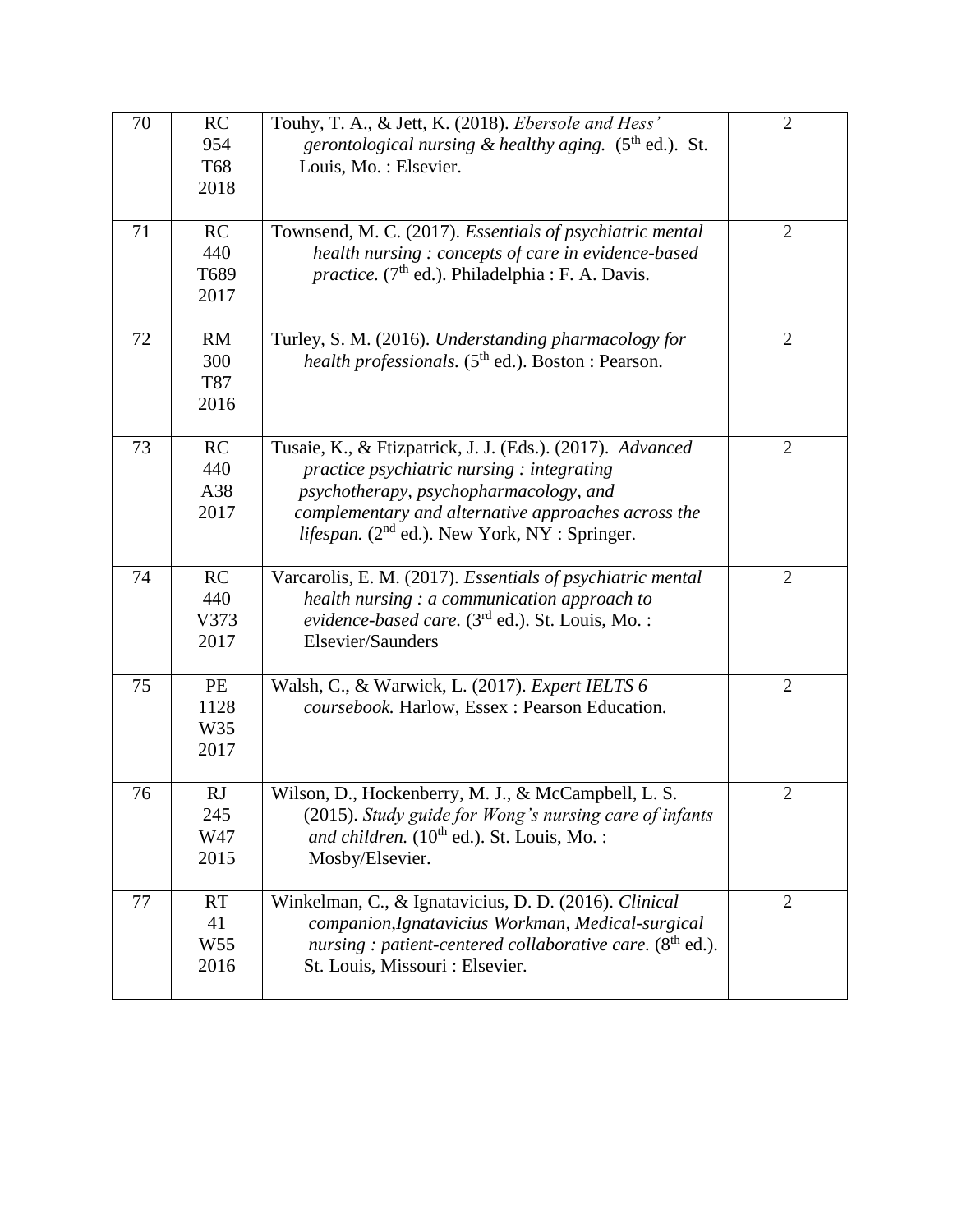| 70 | RC 954 T68 2018 | Touhy, T. A., & Jett, K. (2018). *Ebersole and Hess' gerontological nursing & healthy aging.* (5th ed.). St. Louis, Mo. : Elsevier. | 2 |
|---|---|---|---|
| 71 | RC 440 T689 2017 | Townsend, M. C. (2017). *Essentials of psychiatric mental health nursing : concepts of care in evidence-based practice.* (7th ed.). Philadelphia : F. A. Davis. | 2 |
| 72 | RM 300 T87 2016 | Turley, S. M. (2016). *Understanding pharmacology for health professionals.* (5th ed.). Boston : Pearson. | 2 |
| 73 | RC 440 A38 2017 | Tusaie, K., & Ftizpatrick, J. J. (Eds.). (2017). *Advanced practice psychiatric nursing : integrating psychotherapy, psychopharmacology, and complementary and alternative approaches across the lifespan.* (2nd ed.). New York, NY : Springer. | 2 |
| 74 | RC 440 V373 2017 | Varcarolis, E. M. (2017). *Essentials of psychiatric mental health nursing : a communication approach to evidence-based care.* (3rd ed.). St. Louis, Mo. : Elsevier/Saunders | 2 |
| 75 | PE 1128 W35 2017 | Walsh, C., & Warwick, L. (2017). *Expert IELTS 6 coursebook.* Harlow, Essex : Pearson Education. | 2 |
| 76 | RJ 245 W47 2015 | Wilson, D., Hockenberry, M. J., & McCampbell, L. S. (2015). *Study guide for Wong's nursing care of infants and children.* (10th ed.). St. Louis, Mo. : Mosby/Elsevier. | 2 |
| 77 | RT 41 W55 2016 | Winkelman, C., & Ignatavicius, D. D. (2016). *Clinical companion,Ignatavicius Workman, Medical-surgical nursing : patient-centered collaborative care.* (8th ed.). St. Louis, Missouri : Elsevier. | 2 |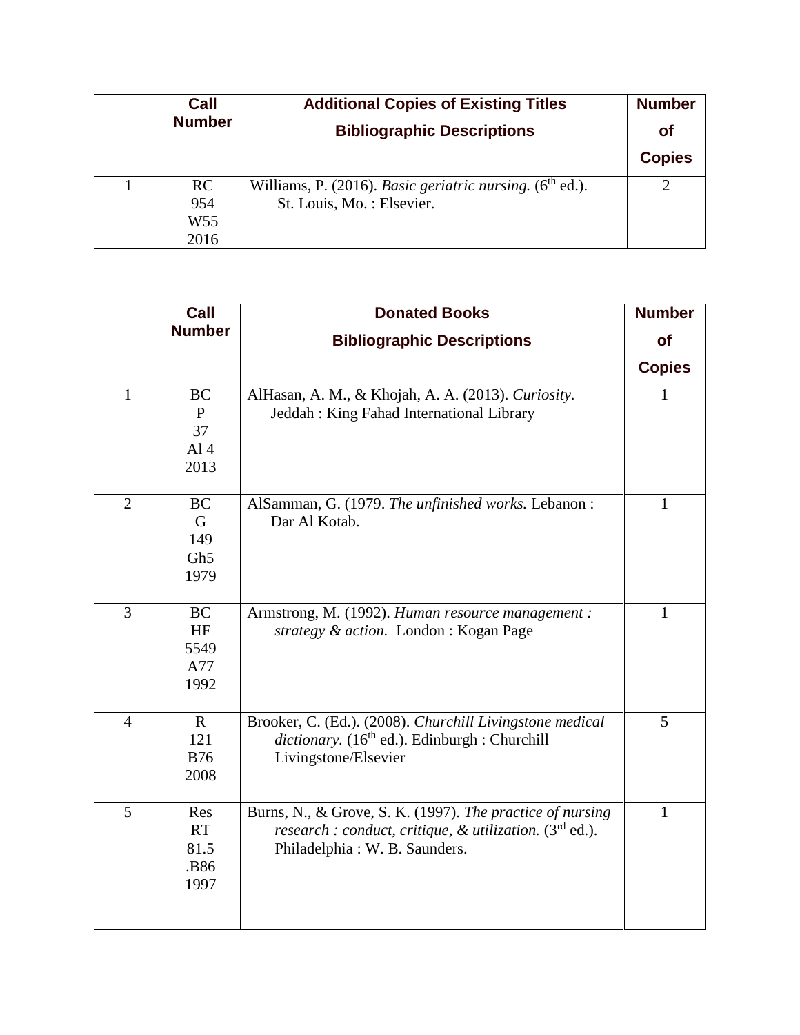|  | Call Number | Additional Copies of Existing Titles<br>Bibliographic Descriptions | Number of Copies |
|---|---|---|---|
| 1 | RC 954 W55 2016 | Williams, P. (2016). *Basic geriatric nursing.* (6th ed.). St. Louis, Mo. : Elsevier. | 2 |

|  | Call Number | Donated Books<br>Bibliographic Descriptions | Number of Copies |
|---|---|---|---|
| 1 | BC P 37 Al 4 2013 | AlHasan, A. M., & Khojah, A. A. (2013). *Curiosity*. Jeddah : King Fahad International Library | 1 |
| 2 | BC G 149 Gh5 1979 | AlSamman, G. (1979. *The unfinished works.* Lebanon : Dar Al Kotab. | 1 |
| 3 | BC HF 5549 A77 1992 | Armstrong, M. (1992). *Human resource management : strategy & action.* London : Kogan Page | 1 |
| 4 | R 121 B76 2008 | Brooker, C. (Ed.). (2008). *Churchill Livingstone medical dictionary.* (16th ed.). Edinburgh : Churchill Livingstone/Elsevier | 5 |
| 5 | Res RT 81.5 .B86 1997 | Burns, N., & Grove, S. K. (1997). *The practice of nursing research : conduct, critique, & utilization.* (3rd ed.). Philadelphia : W. B. Saunders. | 1 |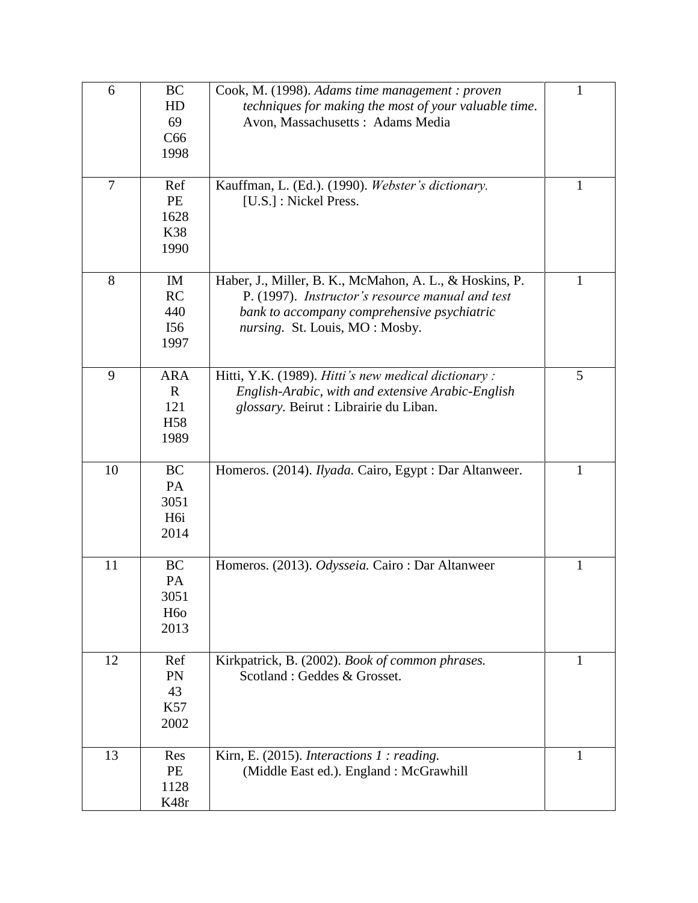| | | | |
|---|---|---|---|
| 6 | BC HD 69 C66 1998 | Cook, M. (1998). *Adams time management : proven techniques for making the most of your valuable time*. Avon, Massachusetts : Adams Media | 1 |
| 7 | Ref PE 1628 K38 1990 | Kauffman, L. (Ed.). (1990). *Webster's dictionary.* [U.S.] : Nickel Press. | 1 |
| 8 | IM RC 440 I56 1997 | Haber, J., Miller, B. K., McMahon, A. L., & Hoskins, P. P. (1997). *Instructor's resource manual and test bank to accompany comprehensive psychiatric nursing.* St. Louis, MO : Mosby. | 1 |
| 9 | ARA R 121 H58 1989 | Hitti, Y.K. (1989). *Hitti's new medical dictionary : English-Arabic, with and extensive Arabic-English glossary*. Beirut : Librairie du Liban. | 5 |
| 10 | BC PA 3051 H6i 2014 | Homeros. (2014). *Ilyada.* Cairo, Egypt : Dar Altanweer. | 1 |
| 11 | BC PA 3051 H6o 2013 | Homeros. (2013). *Odysseia.* Cairo : Dar Altanweer | 1 |
| 12 | Ref PN 43 K57 2002 | Kirkpatrick, B. (2002). *Book of common phrases.* Scotland : Geddes & Grosset. | 1 |
| 13 | Res PE 1128 K48r | Kirn, E. (2015). *Interactions 1 : reading.* (Middle East ed.). England : McGrawhill | 1 |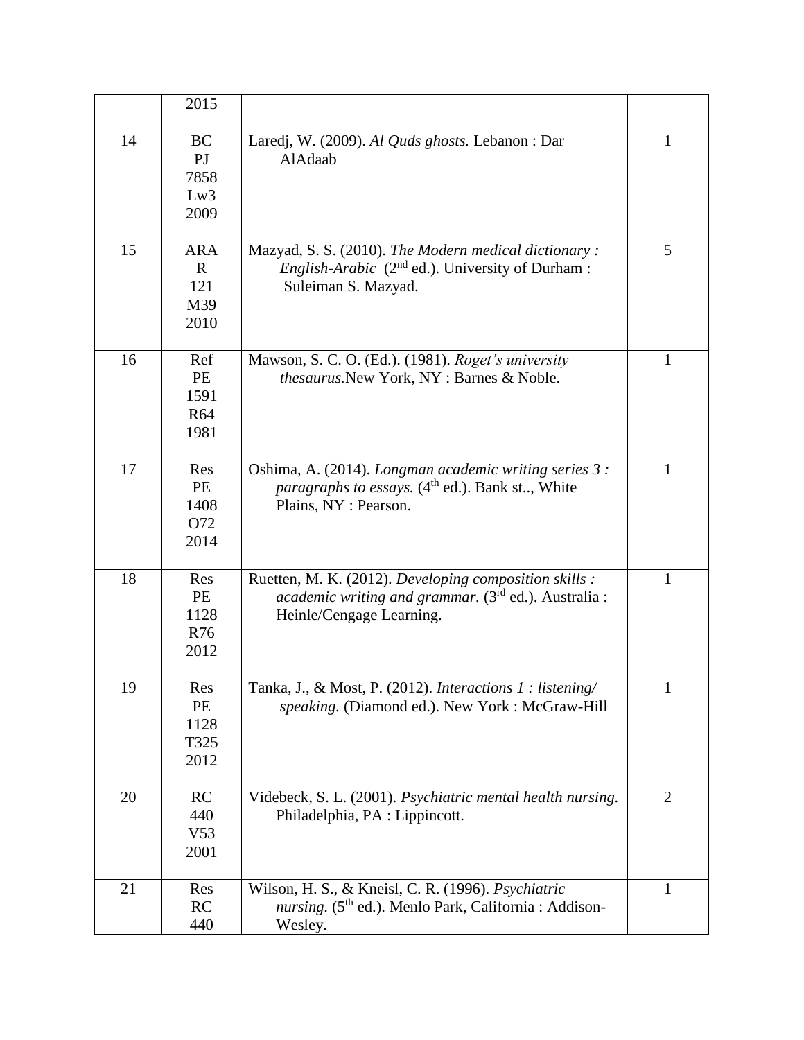| | | | |
|---|---|---|---|
| | 2015 | | |
| 14 | BC PJ 7858 Lw3 2009 | Laredj, W. (2009). *Al Quds ghosts.* Lebanon : Dar AlAdaab | 1 |
| 15 | ARA R 121 M39 2010 | Mazyad, S. S. (2010). *The Modern medical dictionary : English-Arabic* (2nd ed.). University of Durham : Suleiman S. Mazyad. | 5 |
| 16 | Ref PE 1591 R64 1981 | Mawson, S. C. O. (Ed.). (1981). *Roget's university thesaurus.*New York, NY : Barnes & Noble. | 1 |
| 17 | Res PE 1408 O72 2014 | Oshima, A. (2014). *Longman academic writing series 3 : paragraphs to essays.* (4th ed.). Bank st.., White Plains, NY : Pearson. | 1 |
| 18 | Res PE 1128 R76 2012 | Ruetten, M. K. (2012). *Developing composition skills : academic writing and grammar.* (3rd ed.). Australia : Heinle/Cengage Learning. | 1 |
| 19 | Res PE 1128 T325 2012 | Tanka, J., & Most, P. (2012). *Interactions 1 : listening/ speaking.* (Diamond ed.). New York : McGraw-Hill | 1 |
| 20 | RC 440 V53 2001 | Videbeck, S. L. (2001). *Psychiatric mental health nursing.* Philadelphia, PA : Lippincott. | 2 |
| 21 | Res RC 440 | Wilson, H. S., & Kneisl, C. R. (1996). *Psychiatric nursing.* (5th ed.). Menlo Park, California : Addison-Wesley. | 1 |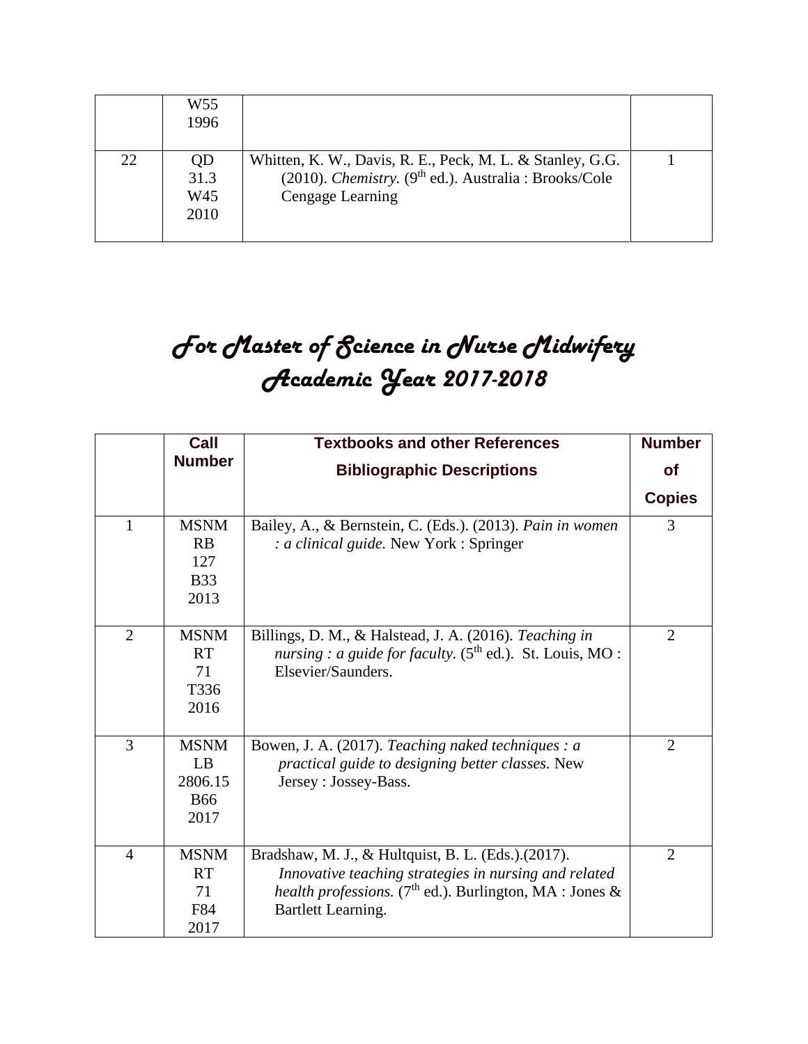| | | | |
|---|---|---|---|
| | W55<br>1996 | | |
| 22 | QD<br>31.3<br>W45<br>2010 | Whitten, K. W., Davis, R. E., Peck, M. L. & Stanley, G.G. (2010). *Chemistry.* (9th ed.). Australia : Brooks/Cole Cengage Learning | 1 |

# *For Master of Science in Nurse Midwifery Academic Year 2017-2018*

| | **Call Number** | **Textbooks and other References Bibliographic Descriptions** | **Number of Copies** |
|---|---|---|---|
| 1 | MSNM<br>RB<br>127<br>B33<br>2013 | Bailey, A., & Bernstein, C. (Eds.). (2013). *Pain in women : a clinical guide.* New York : Springer | 3 |
| 2 | MSNM<br>RT<br>71<br>T336<br>2016 | Billings, D. M., & Halstead, J. A. (2016). *Teaching in nursing : a guide for faculty.* (5th ed.). St. Louis, MO : Elsevier/Saunders. | 2 |
| 3 | MSNM<br>LB<br>2806.15<br>B66<br>2017 | Bowen, J. A. (2017). *Teaching naked techniques : a practical guide to designing better classes.* New Jersey : Jossey-Bass. | 2 |
| 4 | MSNM<br>RT<br>71<br>F84<br>2017 | Bradshaw, M. J., & Hultquist, B. L. (Eds.).(2017). *Innovative teaching strategies in nursing and related health professions.* (7th ed.). Burlington, MA : Jones & Bartlett Learning. | 2 |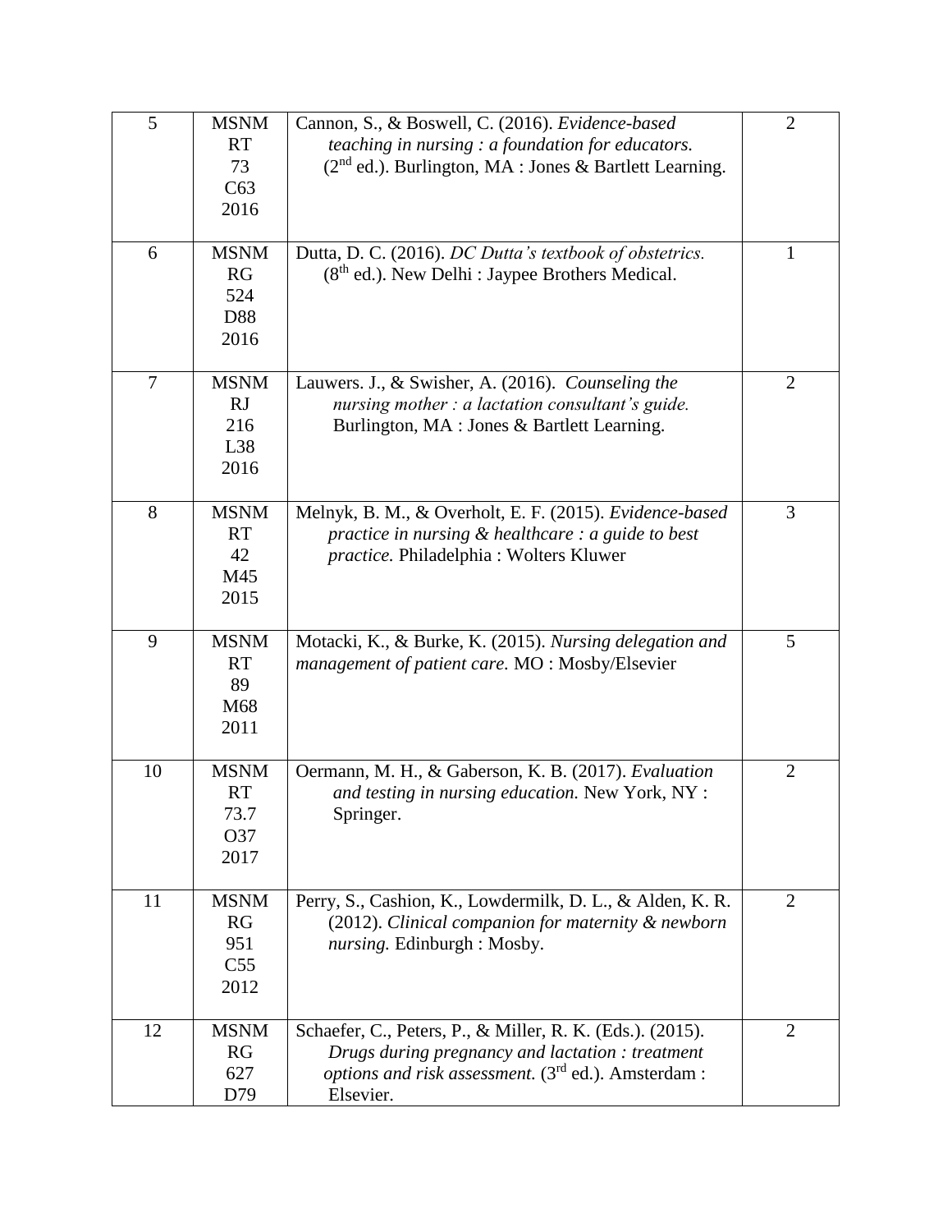| 5 | MSNM RT 73 C63 2016 | Cannon, S., & Boswell, C. (2016). *Evidence-based teaching in nursing : a foundation for educators.* (2[nd] ed.). Burlington, MA : Jones & Bartlett Learning. | 2 |
|---|---|---|---|
| 6 | MSNM RG 524 D88 2016 | Dutta, D. C. (2016). *DC Dutta's textbook of obstetrics.* (8[th] ed.). New Delhi : Jaypee Brothers Medical. | 1 |
| 7 | MSNM RJ 216 L38 2016 | Lauwers. J., & Swisher, A. (2016). *Counseling the nursing mother : a lactation consultant's guide.* Burlington, MA : Jones & Bartlett Learning. | 2 |
| 8 | MSNM RT 42 M45 2015 | Melnyk, B. M., & Overholt, E. F. (2015). *Evidence-based practice in nursing & healthcare : a guide to best practice.* Philadelphia : Wolters Kluwer | 3 |
| 9 | MSNM RT 89 M68 2011 | Motacki, K., & Burke, K. (2015). *Nursing delegation and management of patient care.* MO : Mosby/Elsevier | 5 |
| 10 | MSNM RT 73.7 O37 2017 | Oermann, M. H., & Gaberson, K. B. (2017). *Evaluation and testing in nursing education.* New York, NY : Springer. | 2 |
| 11 | MSNM RG 951 C55 2012 | Perry, S., Cashion, K., Lowdermilk, D. L., & Alden, K. R. (2012). *Clinical companion for maternity & newborn nursing.* Edinburgh : Mosby. | 2 |
| 12 | MSNM RG 627 D79 | Schaefer, C., Peters, P., & Miller, R. K. (Eds.). (2015). *Drugs during pregnancy and lactation : treatment options and risk assessment.* (3[rd] ed.). Amsterdam : Elsevier. | 2 |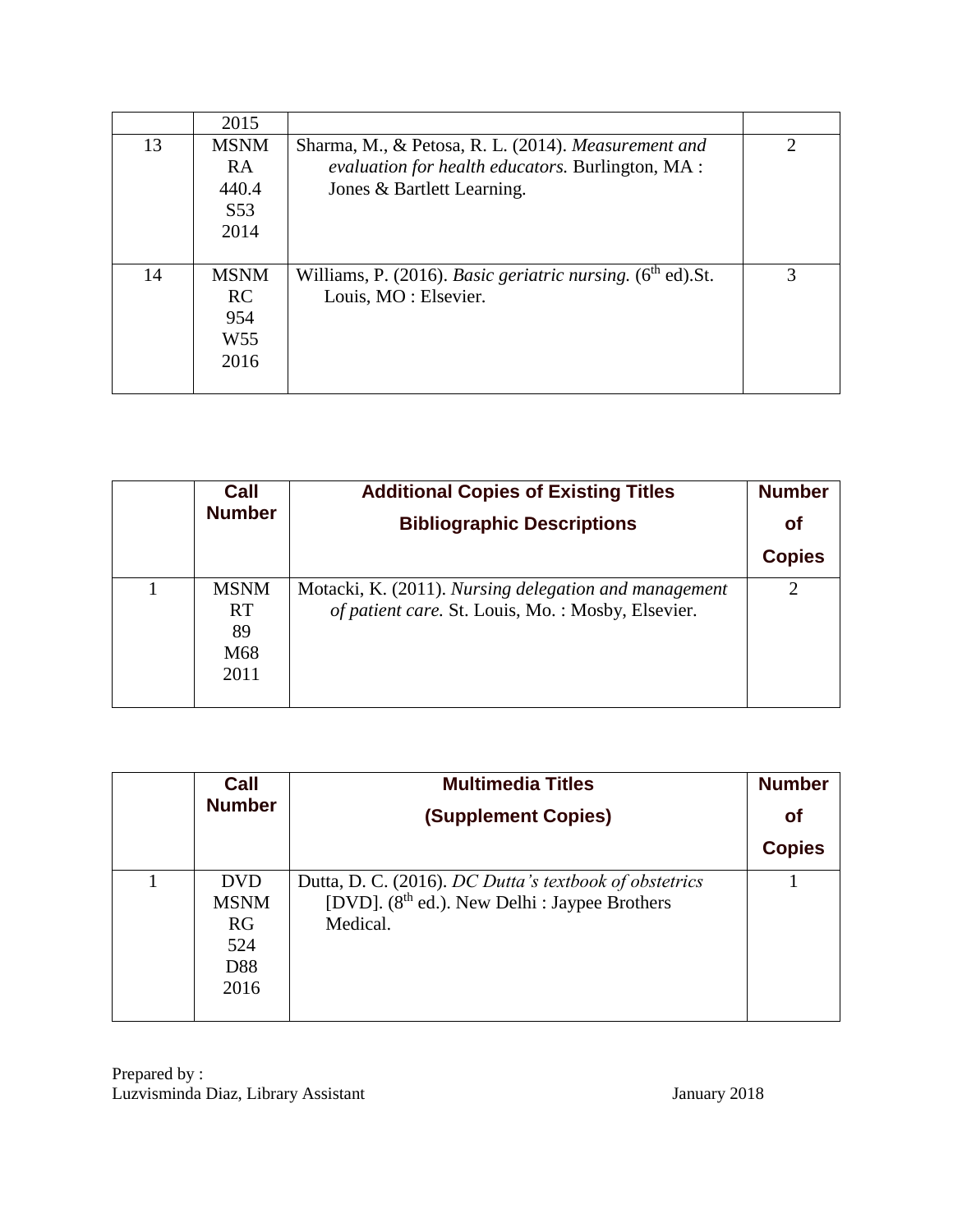| | | | |
|---|---|---|---|
| | 2015 | | |
| 13 | MSNM RA 440.4 S53 2014 | Sharma, M., & Petosa, R. L. (2014). *Measurement and evaluation for health educators.* Burlington, MA : Jones & Bartlett Learning. | 2 |
| 14 | MSNM RC 954 W55 2016 | Williams, P. (2016). *Basic geriatric nursing.* (6th ed).St. Louis, MO : Elsevier. | 3 |

| | **Call Number** | **Additional Copies of Existing Titles Bibliographic Descriptions** | **Number of Copies** |
|---|---|---|---|
| 1 | MSNM RT 89 M68 2011 | Motacki, K. (2011). *Nursing delegation and management of patient care.* St. Louis, Mo. : Mosby, Elsevier. | 2 |

| | **Call Number** | **Multimedia Titles (Supplement Copies)** | **Number of Copies** |
|---|---|---|---|
| 1 | DVD MSNM RG 524 D88 2016 | Dutta, D. C. (2016). *DC Dutta's textbook of obstetrics* [DVD]. (8th ed.). New Delhi : Jaypee Brothers Medical. | 1 |

Prepared by :
Luzvisminda Diaz, Library Assistant

January 2018